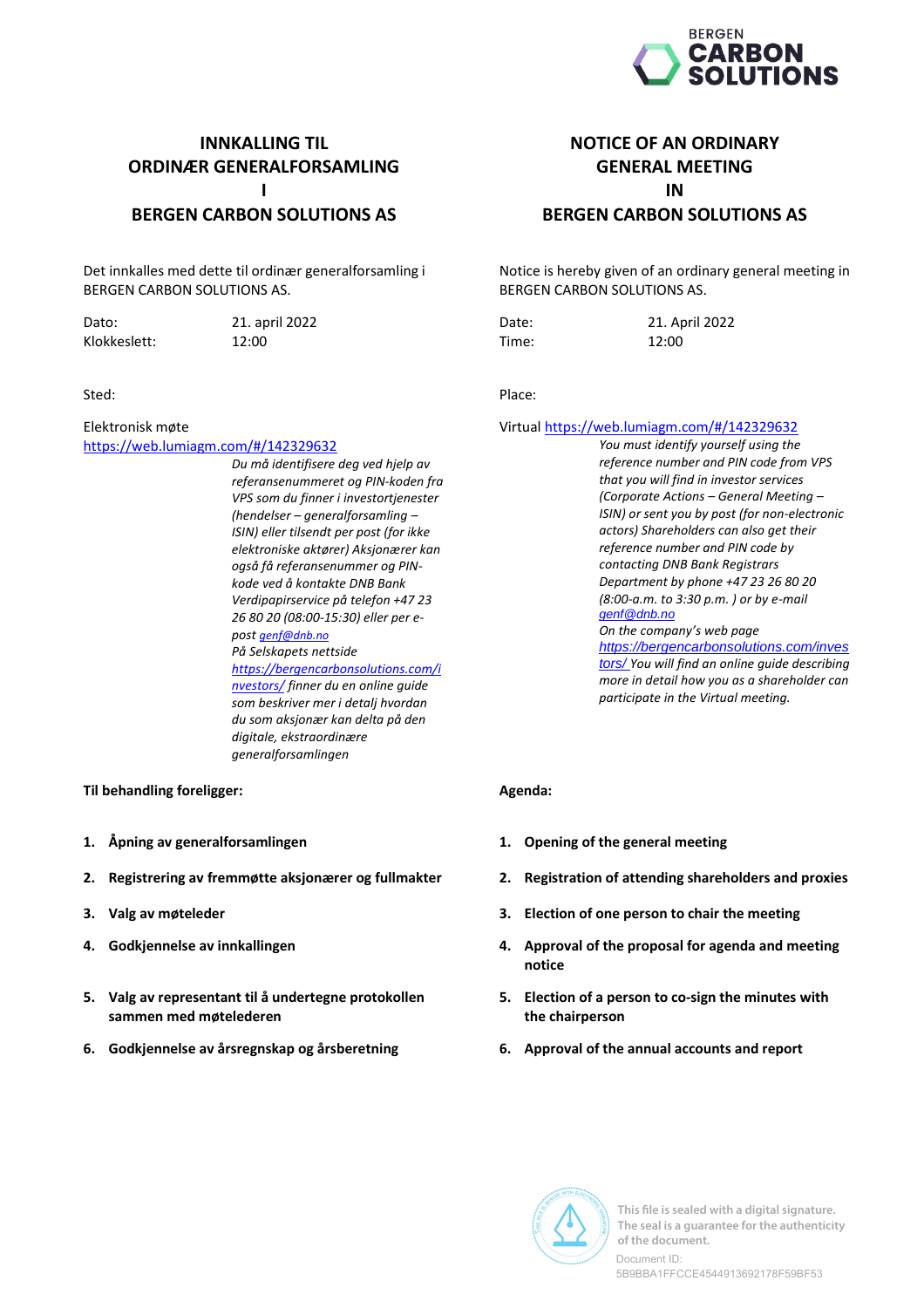# INNKALLING TIL ORDINÆR GENERALFORSAMLING I BERGEN CARBON SOLUTIONS AS

Det innkalles med dette til ordinær generalforsamling i BERGEN CARBON SOLUTIONS AS.

Dato: 21. april 2022
Klokkeslett: 12:00

Sted:

Elektronisk møte
https://web.lumiagm.com/#/142329632

*Du må identifisere deg ved hjelp av referansenummeret og PIN-koden fra VPS som du finner i investortjenester (hendelser – generalforsamling – ISIN) eller tilsendt per post (for ikke elektroniske aktører) Aksjonærer kan også få referansenummer og PIN-kode ved å kontakte DNB Bank Verdipapirservice på telefon +47 23 26 80 20 (08:00-15:30) eller per e-post genf@dnb.no*

*På Selskapets nettside https://bergencarbonsolutions.com/investors/ finner du en online guide som beskriver mer i detalj hvordan du som aksjonær kan delta på den digitale, ekstraordinære generalforsamlingen*

**Til behandling foreligger:**

1. **Åpning av generalforsamlingen**
2. **Registrering av fremmøtte aksjonærer og fullmakter**
3. **Valg av møteleder**
4. **Godkjennelse av innkallingen**
5. **Valg av representant til å undertegne protokollen sammen med møtelederen**
6. **Godkjennelse av årsregnskap og årsberetning**

# NOTICE OF AN ORDINARY GENERAL MEETING IN BERGEN CARBON SOLUTIONS AS

Notice is hereby given of an ordinary general meeting in BERGEN CARBON SOLUTIONS AS.

Date: 21. April 2022
Time: 12:00

Place:

Virtual https://web.lumiagm.com/#/142329632

*You must identify yourself using the reference number and PIN code from VPS that you will find in investor services (Corporate Actions – General Meeting – ISIN) or sent you by post (for non-electronic actors) Shareholders can also get their reference number and PIN code by contacting DNB Bank Registrars Department by phone +47 23 26 80 20 (8:00-a.m. to 3:30 p.m. ) or by e-mail genf@dnb.no*

*On the company's web page https://bergencarbonsolutions.com/investors/ You will find an online guide describing more in detail how you as a shareholder can participate in the Virtual meeting.*

**Agenda:**

1. **Opening of the general meeting**
2. **Registration of attending shareholders and proxies**
3. **Election of one person to chair the meeting**
4. **Approval of the proposal for agenda and meeting notice**
5. **Election of a person to co-sign the minutes with the chairperson**
6. **Approval of the annual accounts and report**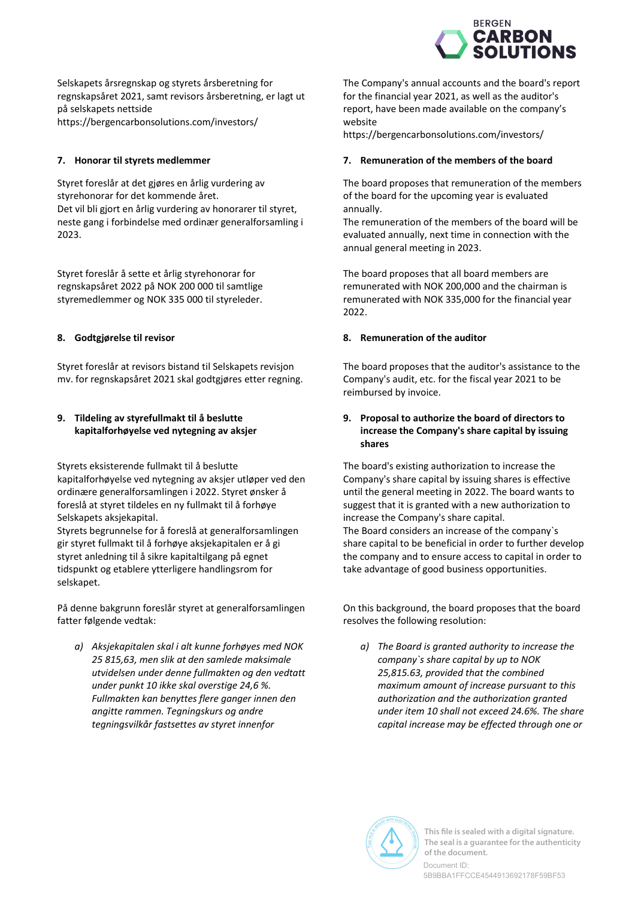Selskapets årsregnskap og styrets årsberetning for regnskapsåret 2021, samt revisors årsberetning, er lagt ut på selskapets nettside https://bergencarbonsolutions.com/investors/

The Company's annual accounts and the board's report for the financial year 2021, as well as the auditor's report, have been made available on the company's website https://bergencarbonsolutions.com/investors/

### 7. Honorar til styrets medlemmer

### 7. Remuneration of the members of the board

Styret foreslår at det gjøres en årlig vurdering av styrehonorar for det kommende året.
Det vil bli gjort en årlig vurdering av honorarer til styret, neste gang i forbindelse med ordinær generalforsamling i 2023.

The board proposes that remuneration of the members of the board for the upcoming year is evaluated annually.
The remuneration of the members of the board will be evaluated annually, next time in connection with the annual general meeting in 2023.

Styret foreslår å sette et årlig styrehonorar for regnskapsåret 2022 på NOK 200 000 til samtlige styremedlemmer og NOK 335 000 til styreleder.

The board proposes that all board members are remunerated with NOK 200,000 and the chairman is remunerated with NOK 335,000 for the financial year 2022.

### 8. Godtgjørelse til revisor

### 8. Remuneration of the auditor

Styret foreslår at revisors bistand til Selskapets revisjon mv. for regnskapsåret 2021 skal godtgjøres etter regning.

The board proposes that the auditor's assistance to the Company's audit, etc. for the fiscal year 2021 to be reimbursed by invoice.

### 9. Tildeling av styrefullmakt til å beslutte kapitalforhøyelse ved nytegning av aksjer

### 9. Proposal to authorize the board of directors to increase the Company's share capital by issuing shares

Styrets eksisterende fullmakt til å beslutte kapitalforhøyelse ved nytegning av aksjer utløper ved den ordinære generalforsamlingen i 2022. Styret ønsker å foreslå at styret tildeles en ny fullmakt til å forhøye Selskapets aksjekapital.
Styrets begrunnelse for å foreslå at generalforsamlingen gir styret fullmakt til å forhøye aksjekapitalen er å gi styret anledning til å sikre kapitaltilgang på egnet tidspunkt og etablere ytterligere handlingsrom for selskapet.

The board's existing authorization to increase the Company's share capital by issuing shares is effective until the general meeting in 2022. The board wants to suggest that it is granted with a new authorization to increase the Company's share capital.
The Board considers an increase of the company`s share capital to be beneficial in order to further develop the company and to ensure access to capital in order to take advantage of good business opportunities.

På denne bakgrunn foreslår styret at generalforsamlingen fatter følgende vedtak:

On this background, the board proposes that the board resolves the following resolution:

a) *Aksjekapitalen skal i alt kunne forhøyes med NOK 25 815,63, men slik at den samlede maksimale utvidelsen under denne fullmakten og den vedtatt under punkt 10 ikke skal overstige 24,6 %. Fullmakten kan benyttes flere ganger innen den angitte rammen. Tegningskurs og andre tegningsvilkår fastsettes av styret innenfor*

a) *The Board is granted authority to increase the company`s share capital by up to NOK 25,815.63, provided that the combined maximum amount of increase pursuant to this authorization and the authorization granted under item 10 shall not exceed 24.6%. The share capital increase may be effected through one or*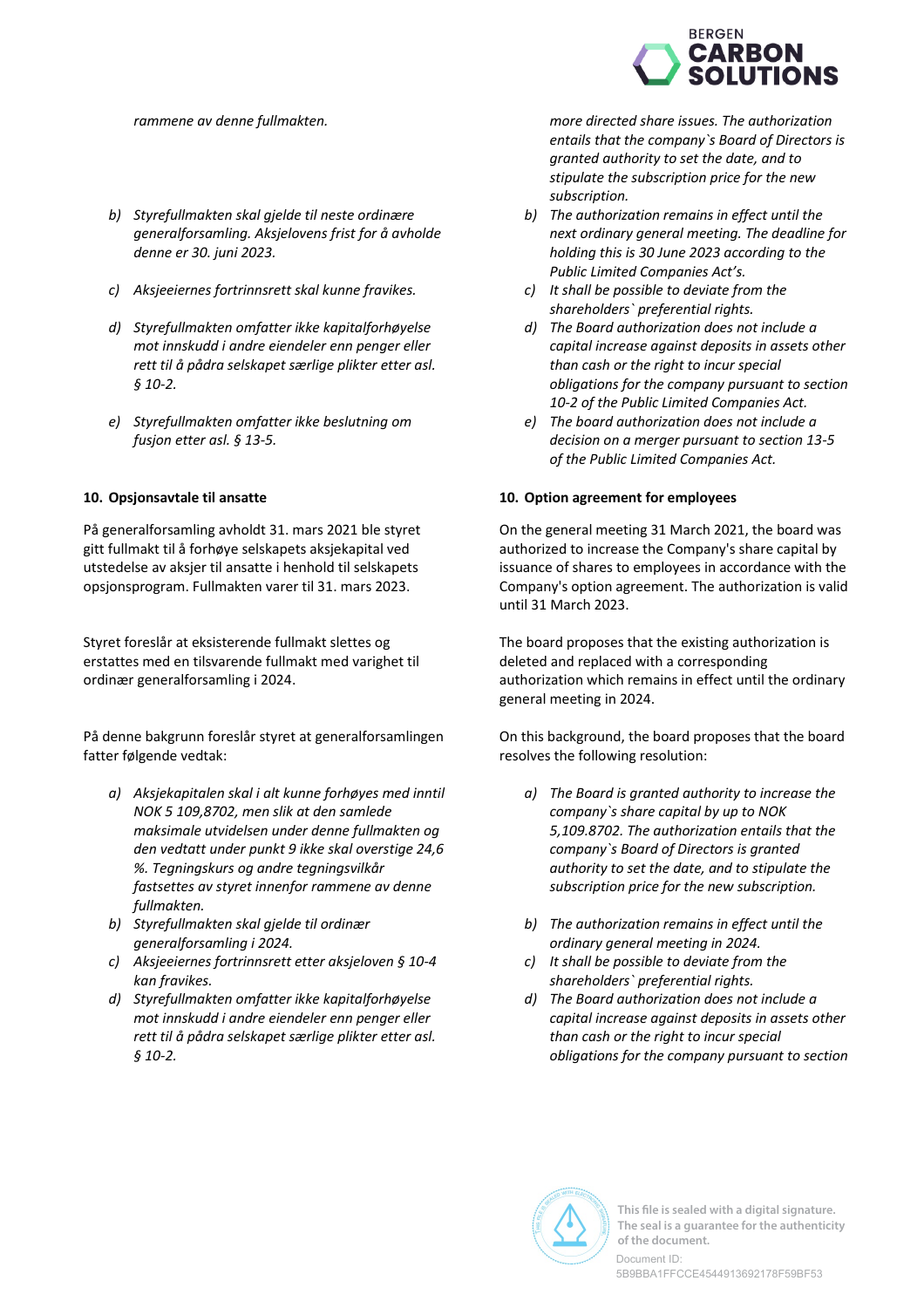*rammene av denne fullmakten.*

*b) Styrefullmakten skal gjelde til neste ordinære generalforsamling. Aksjelovens frist for å avholde denne er 30. juni 2023.*

*c) Aksjeeiernes fortrinnsrett skal kunne fravikes.*

*d) Styrefullmakten omfatter ikke kapitalforhøyelse mot innskudd i andre eiendeler enn penger eller rett til å pådra selskapet særlige plikter etter asl. § 10-2.*

*e) Styrefullmakten omfatter ikke beslutning om fusjon etter asl. § 13-5.*

**10. Opsjonsavtale til ansatte**

På generalforsamling avholdt 31. mars 2021 ble styret gitt fullmakt til å forhøye selskapets aksjekapital ved utstedelse av aksjer til ansatte i henhold til selskapets opsjonsprogram. Fullmakten varer til 31. mars 2023.

Styret foreslår at eksisterende fullmakt slettes og erstattes med en tilsvarende fullmakt med varighet til ordinær generalforsamling i 2024.

På denne bakgrunn foreslår styret at generalforsamlingen fatter følgende vedtak:

*a) Aksjekapitalen skal i alt kunne forhøyes med inntil NOK 5 109,8702, men slik at den samlede maksimale utvidelsen under denne fullmakten og den vedtatt under punkt 9 ikke skal overstige 24,6 %. Tegningskurs og andre tegningsvilkår fastsettes av styret innenfor rammene av denne fullmakten.*

*b) Styrefullmakten skal gjelde til ordinær generalforsamling i 2024.*

*c) Aksjeeiernes fortrinnsrett etter aksjeloven § 10-4 kan fravikes.*

*d) Styrefullmakten omfatter ikke kapitalforhøyelse mot innskudd i andre eiendeler enn penger eller rett til å pådra selskapet særlige plikter etter asl. § 10-2.*

*more directed share issues. The authorization entails that the company`s Board of Directors is granted authority to set the date, and to stipulate the subscription price for the new subscription.*

*b) The authorization remains in effect until the next ordinary general meeting. The deadline for holding this is 30 June 2023 according to the Public Limited Companies Act's.*

*c) It shall be possible to deviate from the shareholders` preferential rights.*

*d) The Board authorization does not include a capital increase against deposits in assets other than cash or the right to incur special obligations for the company pursuant to section 10-2 of the Public Limited Companies Act.*

*e) The board authorization does not include a decision on a merger pursuant to section 13-5 of the Public Limited Companies Act.*

**10. Option agreement for employees**

On the general meeting 31 March 2021, the board was authorized to increase the Company's share capital by issuance of shares to employees in accordance with the Company's option agreement. The authorization is valid until 31 March 2023.

The board proposes that the existing authorization is deleted and replaced with a corresponding authorization which remains in effect until the ordinary general meeting in 2024.

On this background, the board proposes that the board resolves the following resolution:

*a) The Board is granted authority to increase the company`s share capital by up to NOK 5,109.8702. The authorization entails that the company`s Board of Directors is granted authority to set the date, and to stipulate the subscription price for the new subscription.*

*b) The authorization remains in effect until the ordinary general meeting in 2024.*

*c) It shall be possible to deviate from the shareholders` preferential rights.*

*d) The Board authorization does not include a capital increase against deposits in assets other than cash or the right to incur special obligations for the company pursuant to section*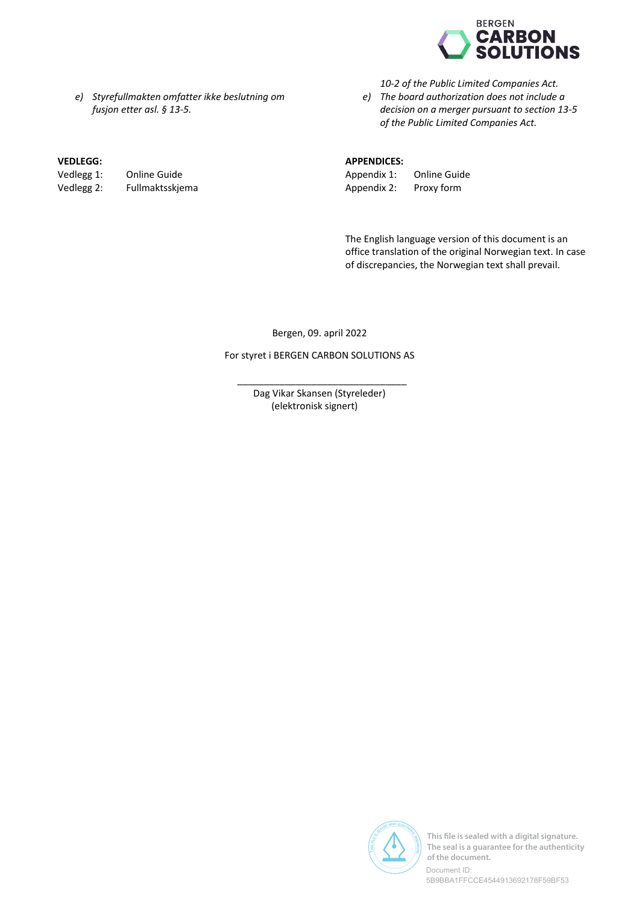*10-2 of the Public Limited Companies Act.*

e) *Styrefullmakten omfatter ikke beslutning om fusjon etter asl. § 13-5.*

e) *The board authorization does not include a decision on a merger pursuant to section 13-5 of the Public Limited Companies Act.*

**VEDLEGG:**

Vedlegg 1: Online Guide
Vedlegg 2: Fullmaktsskjema

**APPENDICES:**

Appendix 1: Online Guide
Appendix 2: Proxy form

The English language version of this document is an office translation of the original Norwegian text. In case of discrepancies, the Norwegian text shall prevail.

Bergen, 09. april 2022

For styret i BERGEN CARBON SOLUTIONS AS

\_\_\_\_\_\_\_\_\_\_\_\_\_\_\_\_\_\_\_\_\_\_\_\_\_\_\_\_\_\_\_\_

Dag Vikar Skansen (Styreleder)
(elektronisk signert)

This file is sealed with a digital signature. The seal is a guarantee for the authenticity of the document.

Document ID: 5B9BBA1FFCCE4544913692178F59BF53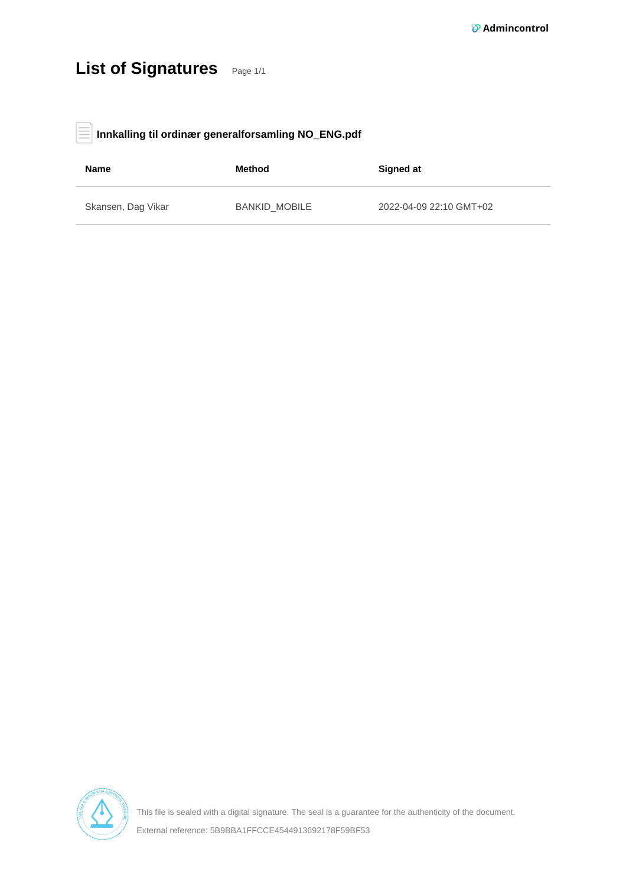Admincontrol

# List of Signatures

Page 1/1

**Innkalling til ordinær generalforsamling NO_ENG.pdf**

| Name | Method | Signed at |
|---|---|---|
| Skansen, Dag Vikar | BANKID_MOBILE | 2022-04-09 22:10 GMT+02 |

This file is sealed with a digital signature. The seal is a guarantee for the authenticity of the document.

External reference: 5B9BBA1FFCCE4544913692178F59BF53